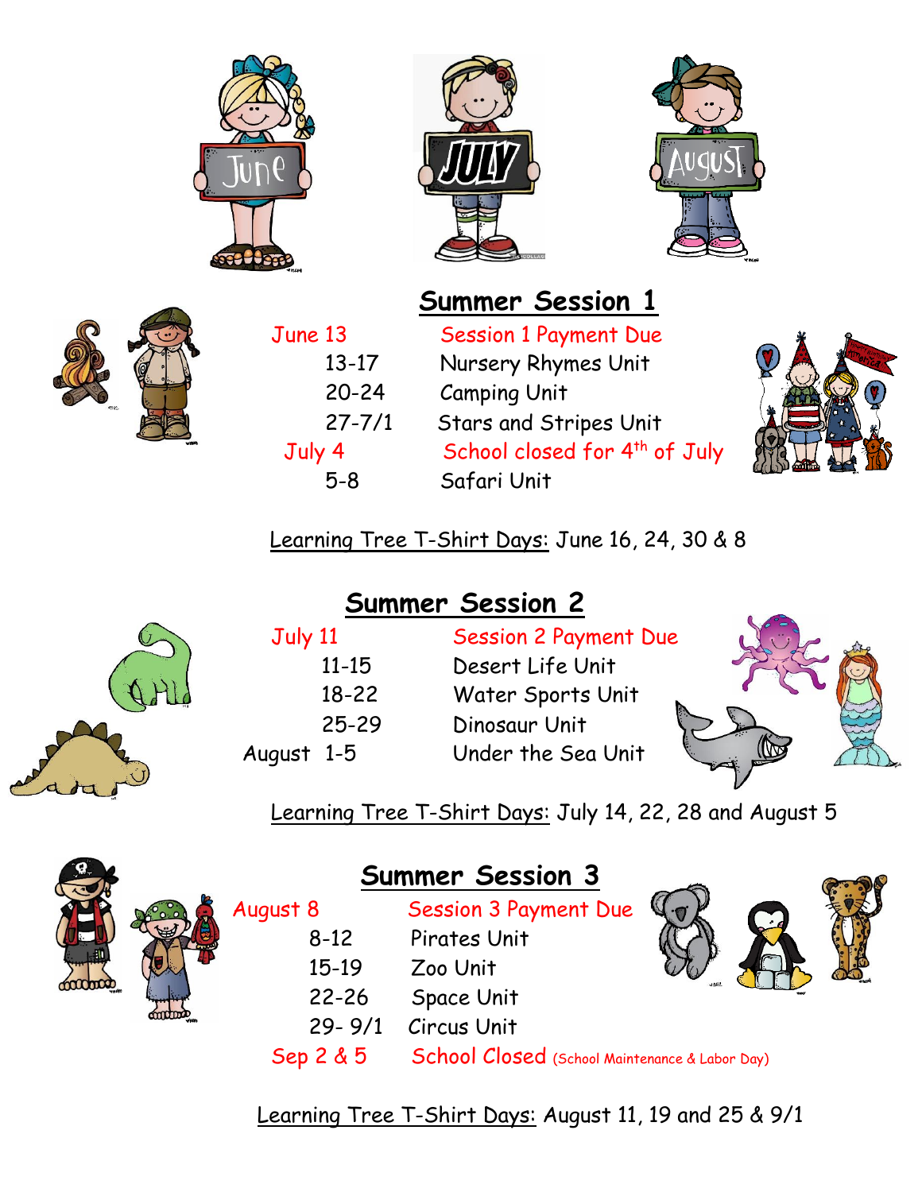## Summer Session 1

| | |
|---|---|
| June 13 | Session 1 Payment Due |
| 13-17 | Nursery Rhymes Unit |
| 20-24 | Camping Unit |
| 27-7/1 | Stars and Stripes Unit |
| July 4 | School closed for 4th of July |
| 5-8 | Safari Unit |

Learning Tree T-Shirt Days: June 16, 24, 30 & 8

## Summer Session 2

| | |
|---|---|
| July 11 | Session 2 Payment Due |
| 11-15 | Desert Life Unit |
| 18-22 | Water Sports Unit |
| 25-29 | Dinosaur Unit |
| August 1-5 | Under the Sea Unit |

Learning Tree T-Shirt Days: July 14, 22, 28 and August 5

## Summer Session 3

| | |
|---|---|
| August 8 | Session 3 Payment Due |
| 8-12 | Pirates Unit |
| 15-19 | Zoo Unit |
| 22-26 | Space Unit |
| 29- 9/1 | Circus Unit |
| Sep 2 & 5 | School Closed (School Maintenance & Labor Day) |

Learning Tree T-Shirt Days: August 11, 19 and 25 & 9/1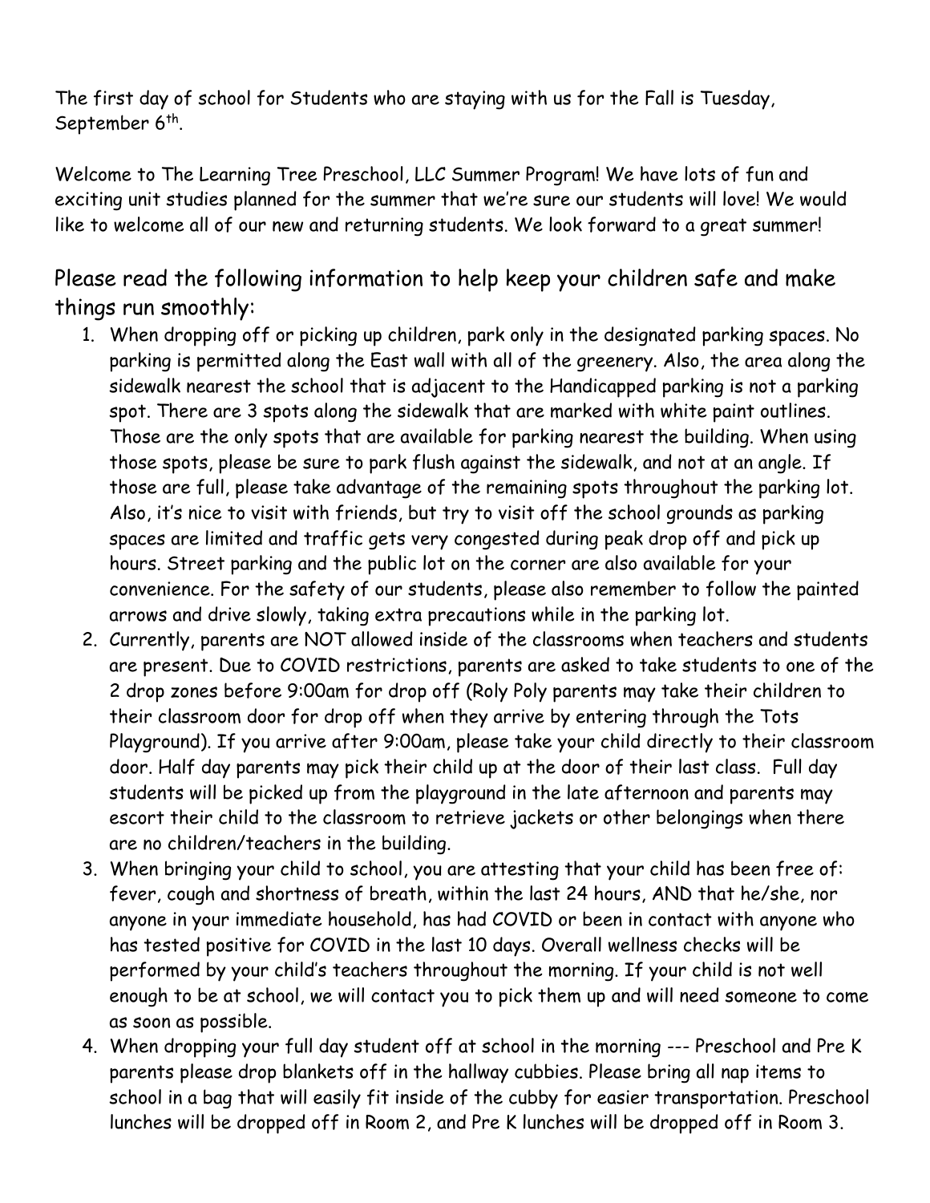The first day of school for Students who are staying with us for the Fall is Tuesday, September 6th.

Welcome to The Learning Tree Preschool, LLC Summer Program! We have lots of fun and exciting unit studies planned for the summer that we're sure our students will love! We would like to welcome all of our new and returning students. We look forward to a great summer!

## Please read the following information to help keep your children safe and make things run smoothly:

1. When dropping off or picking up children, park only in the designated parking spaces. No parking is permitted along the East wall with all of the greenery. Also, the area along the sidewalk nearest the school that is adjacent to the Handicapped parking is not a parking spot. There are 3 spots along the sidewalk that are marked with white paint outlines. Those are the only spots that are available for parking nearest the building. When using those spots, please be sure to park flush against the sidewalk, and not at an angle. If those are full, please take advantage of the remaining spots throughout the parking lot. Also, it's nice to visit with friends, but try to visit off the school grounds as parking spaces are limited and traffic gets very congested during peak drop off and pick up hours. Street parking and the public lot on the corner are also available for your convenience. For the safety of our students, please also remember to follow the painted arrows and drive slowly, taking extra precautions while in the parking lot.
2. Currently, parents are NOT allowed inside of the classrooms when teachers and students are present. Due to COVID restrictions, parents are asked to take students to one of the 2 drop zones before 9:00am for drop off (Roly Poly parents may take their children to their classroom door for drop off when they arrive by entering through the Tots Playground). If you arrive after 9:00am, please take your child directly to their classroom door. Half day parents may pick their child up at the door of their last class. Full day students will be picked up from the playground in the late afternoon and parents may escort their child to the classroom to retrieve jackets or other belongings when there are no children/teachers in the building.
3. When bringing your child to school, you are attesting that your child has been free of: fever, cough and shortness of breath, within the last 24 hours, AND that he/she, nor anyone in your immediate household, has had COVID or been in contact with anyone who has tested positive for COVID in the last 10 days. Overall wellness checks will be performed by your child's teachers throughout the morning. If your child is not well enough to be at school, we will contact you to pick them up and will need someone to come as soon as possible.
4. When dropping your full day student off at school in the morning --- Preschool and Pre K parents please drop blankets off in the hallway cubbies. Please bring all nap items to school in a bag that will easily fit inside of the cubby for easier transportation. Preschool lunches will be dropped off in Room 2, and Pre K lunches will be dropped off in Room 3.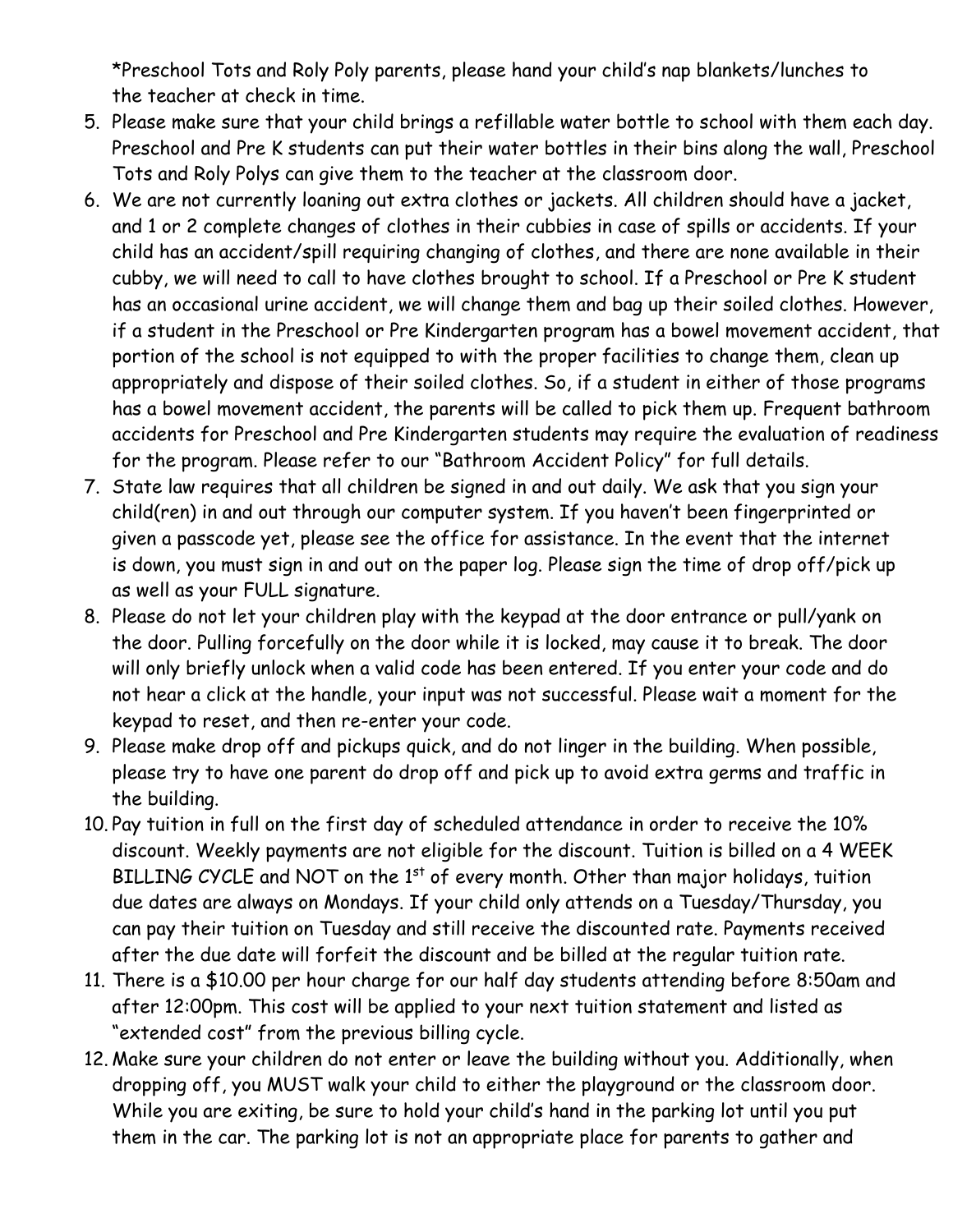*Preschool Tots and Roly Poly parents, please hand your child's nap blankets/lunches to the teacher at check in time.

5. Please make sure that your child brings a refillable water bottle to school with them each day. Preschool and Pre K students can put their water bottles in their bins along the wall, Preschool Tots and Roly Polys can give them to the teacher at the classroom door.
6. We are not currently loaning out extra clothes or jackets. All children should have a jacket, and 1 or 2 complete changes of clothes in their cubbies in case of spills or accidents. If your child has an accident/spill requiring changing of clothes, and there are none available in their cubby, we will need to call to have clothes brought to school. If a Preschool or Pre K student has an occasional urine accident, we will change them and bag up their soiled clothes. However, if a student in the Preschool or Pre Kindergarten program has a bowel movement accident, that portion of the school is not equipped to with the proper facilities to change them, clean up appropriately and dispose of their soiled clothes. So, if a student in either of those programs has a bowel movement accident, the parents will be called to pick them up. Frequent bathroom accidents for Preschool and Pre Kindergarten students may require the evaluation of readiness for the program. Please refer to our "Bathroom Accident Policy" for full details.
7. State law requires that all children be signed in and out daily. We ask that you sign your child(ren) in and out through our computer system. If you haven't been fingerprinted or given a passcode yet, please see the office for assistance. In the event that the internet is down, you must sign in and out on the paper log. Please sign the time of drop off/pick up as well as your FULL signature.
8. Please do not let your children play with the keypad at the door entrance or pull/yank on the door. Pulling forcefully on the door while it is locked, may cause it to break. The door will only briefly unlock when a valid code has been entered. If you enter your code and do not hear a click at the handle, your input was not successful. Please wait a moment for the keypad to reset, and then re-enter your code.
9. Please make drop off and pickups quick, and do not linger in the building. When possible, please try to have one parent do drop off and pick up to avoid extra germs and traffic in the building.
10. Pay tuition in full on the first day of scheduled attendance in order to receive the 10% discount. Weekly payments are not eligible for the discount. Tuition is billed on a 4 WEEK BILLING CYCLE and NOT on the 1st of every month. Other than major holidays, tuition due dates are always on Mondays. If your child only attends on a Tuesday/Thursday, you can pay their tuition on Tuesday and still receive the discounted rate. Payments received after the due date will forfeit the discount and be billed at the regular tuition rate.
11. There is a $10.00 per hour charge for our half day students attending before 8:50am and after 12:00pm. This cost will be applied to your next tuition statement and listed as "extended cost" from the previous billing cycle.
12. Make sure your children do not enter or leave the building without you. Additionally, when dropping off, you MUST walk your child to either the playground or the classroom door. While you are exiting, be sure to hold your child's hand in the parking lot until you put them in the car. The parking lot is not an appropriate place for parents to gather and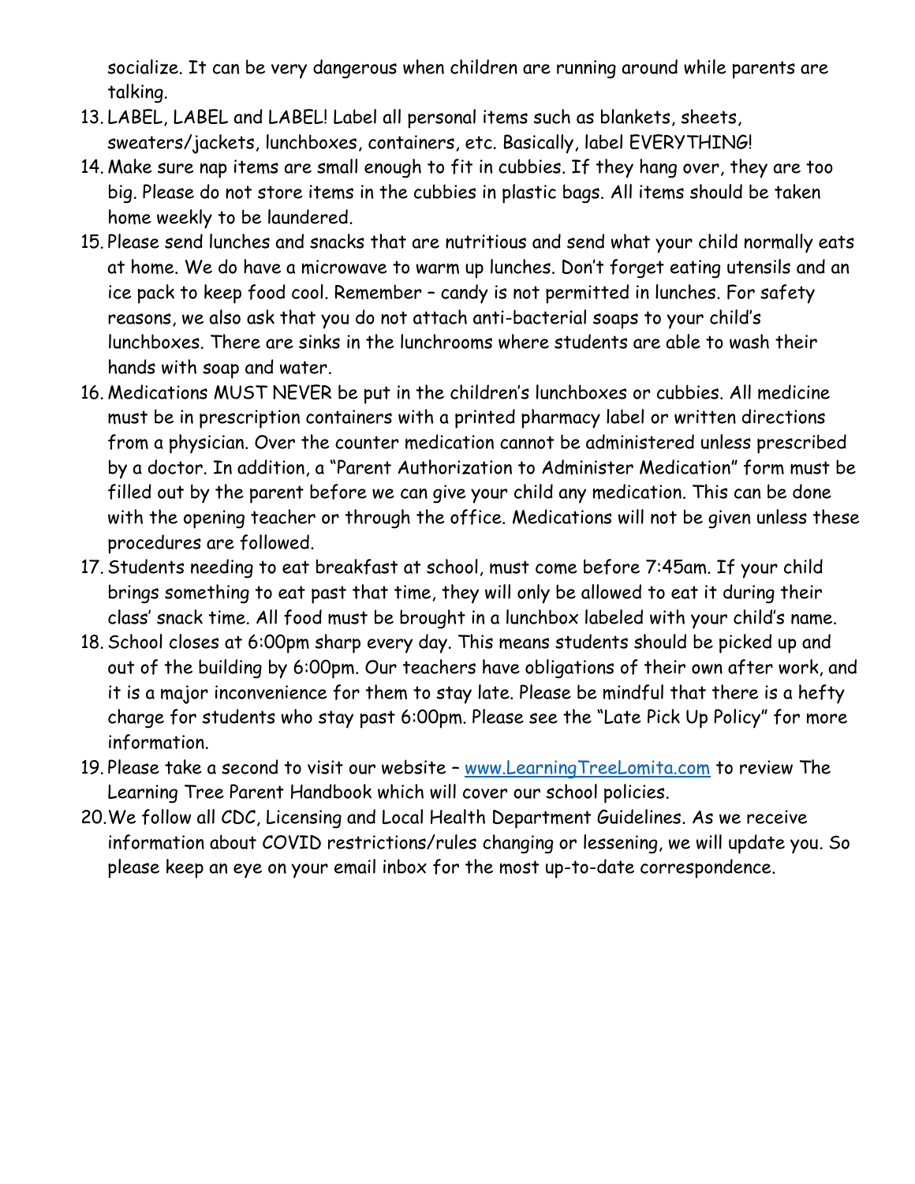socialize. It can be very dangerous when children are running around while parents are talking.

13. LABEL, LABEL and LABEL! Label all personal items such as blankets, sheets, sweaters/jackets, lunchboxes, containers, etc. Basically, label EVERYTHING!
14. Make sure nap items are small enough to fit in cubbies. If they hang over, they are too big. Please do not store items in the cubbies in plastic bags. All items should be taken home weekly to be laundered.
15. Please send lunches and snacks that are nutritious and send what your child normally eats at home. We do have a microwave to warm up lunches. Don't forget eating utensils and an ice pack to keep food cool. Remember – candy is not permitted in lunches. For safety reasons, we also ask that you do not attach anti-bacterial soaps to your child's lunchboxes. There are sinks in the lunchrooms where students are able to wash their hands with soap and water.
16. Medications MUST NEVER be put in the children's lunchboxes or cubbies. All medicine must be in prescription containers with a printed pharmacy label or written directions from a physician. Over the counter medication cannot be administered unless prescribed by a doctor. In addition, a "Parent Authorization to Administer Medication" form must be filled out by the parent before we can give your child any medication. This can be done with the opening teacher or through the office. Medications will not be given unless these procedures are followed.
17. Students needing to eat breakfast at school, must come before 7:45am. If your child brings something to eat past that time, they will only be allowed to eat it during their class' snack time. All food must be brought in a lunchbox labeled with your child's name.
18. School closes at 6:00pm sharp every day. This means students should be picked up and out of the building by 6:00pm. Our teachers have obligations of their own after work, and it is a major inconvenience for them to stay late. Please be mindful that there is a hefty charge for students who stay past 6:00pm. Please see the "Late Pick Up Policy" for more information.
19. Please take a second to visit our website – [www.LearningTreeLomita.com](http://www.LearningTreeLomita.com) to review The Learning Tree Parent Handbook which will cover our school policies.
20. We follow all CDC, Licensing and Local Health Department Guidelines. As we receive information about COVID restrictions/rules changing or lessening, we will update you. So please keep an eye on your email inbox for the most up-to-date correspondence.